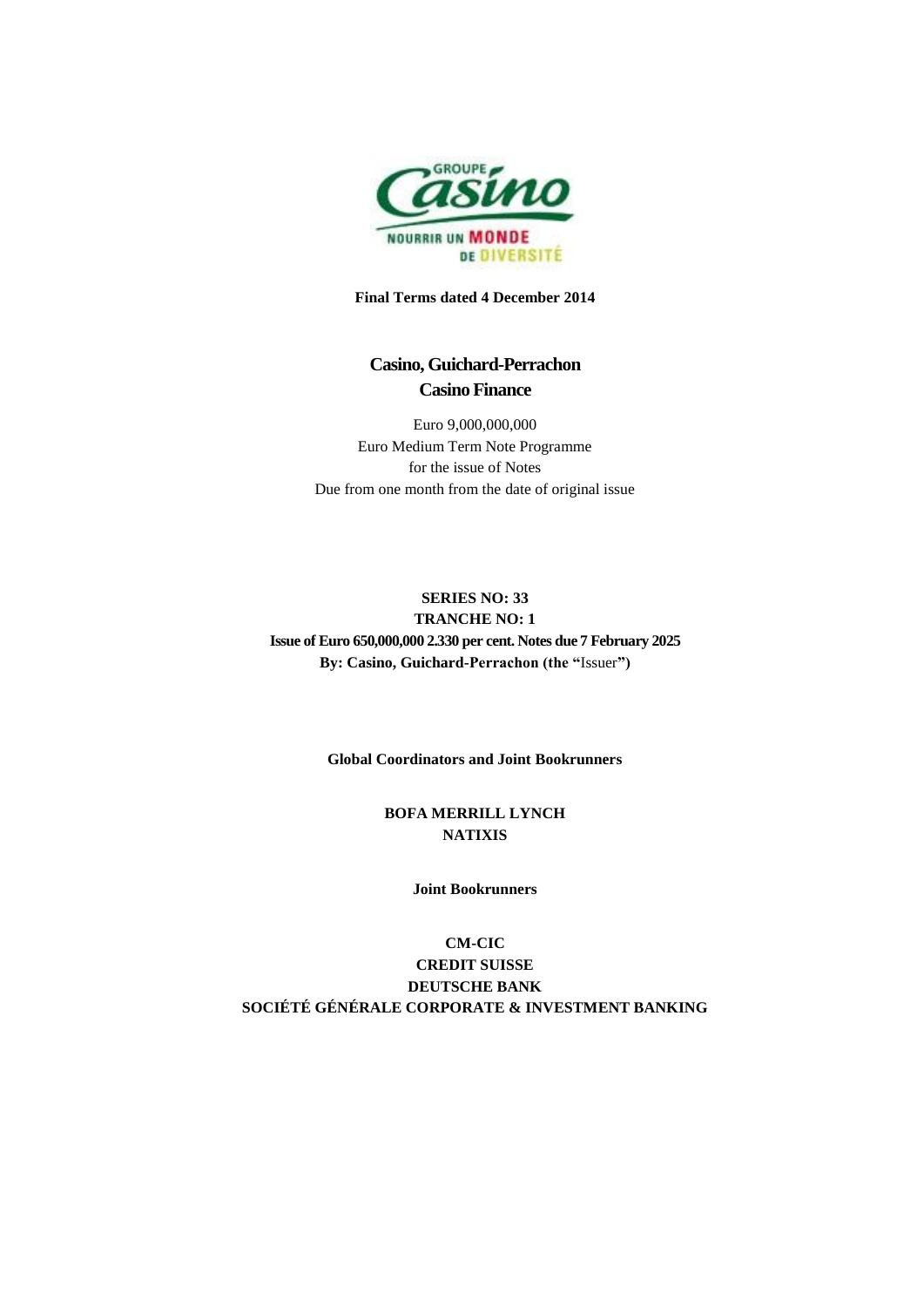**Final Terms dated 4 December 2014**

# Casino, Guichard-Perrachon
# Casino Finance

Euro 9,000,000,000
Euro Medium Term Note Programme
for the issue of Notes
Due from one month from the date of original issue

**SERIES NO: 33**
**TRANCHE NO: 1**
**Issue of Euro 650,000,000 2.330 per cent. Notes due 7 February 2025**
**By: Casino, Guichard-Perrachon (the "Issuer")**

**Global Coordinators and Joint Bookrunners**

**BOFA MERRILL LYNCH**
**NATIXIS**

**Joint Bookrunners**

**CM-CIC**
**CREDIT SUISSE**
**DEUTSCHE BANK**
**SOCIÉTÉ GÉNÉRALE CORPORATE & INVESTMENT BANKING**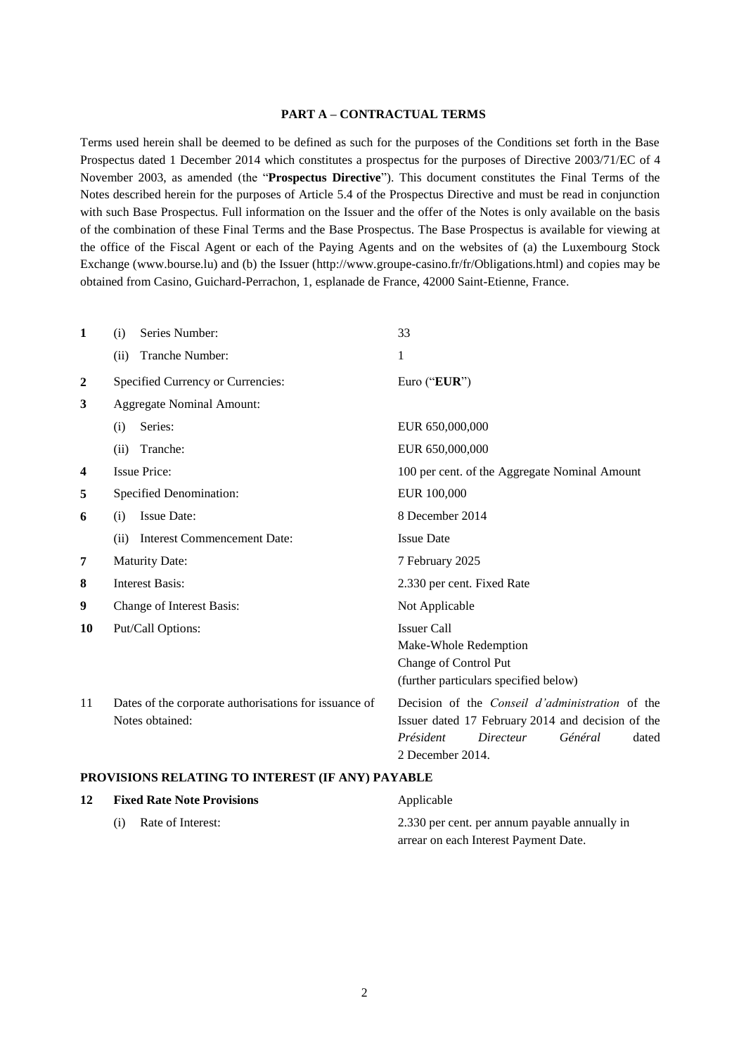## PART A – CONTRACTUAL TERMS

Terms used herein shall be deemed to be defined as such for the purposes of the Conditions set forth in the Base Prospectus dated 1 December 2014 which constitutes a prospectus for the purposes of Directive 2003/71/EC of 4 November 2003, as amended (the "**Prospectus Directive**"). This document constitutes the Final Terms of the Notes described herein for the purposes of Article 5.4 of the Prospectus Directive and must be read in conjunction with such Base Prospectus. Full information on the Issuer and the offer of the Notes is only available on the basis of the combination of these Final Terms and the Base Prospectus. The Base Prospectus is available for viewing at the office of the Fiscal Agent or each of the Paying Agents and on the websites of (a) the Luxembourg Stock Exchange (www.bourse.lu) and (b) the Issuer (http://www.groupe-casino.fr/fr/Obligations.html) and copies may be obtained from Casino, Guichard-Perrachon, 1, esplanade de France, 42000 Saint-Etienne, France.

| | | |
|---|---|---|
| **1** | (i) Series Number: | 33 |
| | (ii) Tranche Number: | 1 |
| **2** | Specified Currency or Currencies: | Euro ("**EUR**") |
| **3** | Aggregate Nominal Amount: | |
| | (i) Series: | EUR 650,000,000 |
| | (ii) Tranche: | EUR 650,000,000 |
| **4** | Issue Price: | 100 per cent. of the Aggregate Nominal Amount |
| **5** | Specified Denomination: | EUR 100,000 |
| **6** | (i) Issue Date: | 8 December 2014 |
| | (ii) Interest Commencement Date: | Issue Date |
| **7** | Maturity Date: | 7 February 2025 |
| **8** | Interest Basis: | 2.330 per cent. Fixed Rate |
| **9** | Change of Interest Basis: | Not Applicable |
| **10** | Put/Call Options: | Issuer Call<br>Make-Whole Redemption<br>Change of Control Put<br>(further particulars specified below) |
| 11 | Dates of the corporate authorisations for issuance of Notes obtained: | Decision of the *Conseil d'administration* of the Issuer dated 17 February 2014 and decision of the *Président Directeur Général* dated 2 December 2014. |

**PROVISIONS RELATING TO INTEREST (IF ANY) PAYABLE**

| | | |
|---|---|---|
| **12** | **Fixed Rate Note Provisions** | Applicable |
| | (i) Rate of Interest: | 2.330 per cent. per annum payable annually in arrear on each Interest Payment Date. |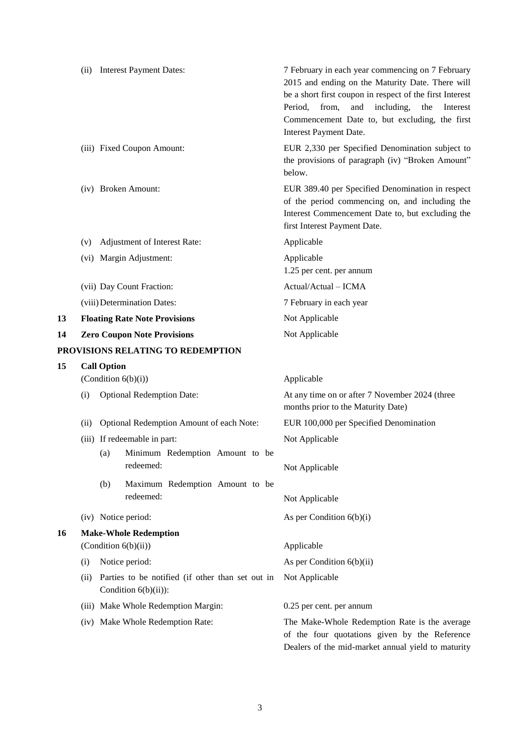| | | |
|---|---|---|
| | (ii) Interest Payment Dates: | 7 February in each year commencing on 7 February 2015 and ending on the Maturity Date. There will be a short first coupon in respect of the first Interest Period, from, and including, the Interest Commencement Date to, but excluding, the first Interest Payment Date. |
| | (iii) Fixed Coupon Amount: | EUR 2,330 per Specified Denomination subject to the provisions of paragraph (iv) "Broken Amount" below. |
| | (iv) Broken Amount: | EUR 389.40 per Specified Denomination in respect of the period commencing on, and including the Interest Commencement Date to, but excluding the first Interest Payment Date. |
| | (v) Adjustment of Interest Rate: | Applicable |
| | (vi) Margin Adjustment: | Applicable<br>1.25 per cent. per annum |
| | (vii) Day Count Fraction: | Actual/Actual – ICMA |
| | (viii) Determination Dates: | 7 February in each year |
| **13** | **Floating Rate Note Provisions** | Not Applicable |
| **14** | **Zero Coupon Note Provisions** | Not Applicable |

**PROVISIONS RELATING TO REDEMPTION**

| | | |
|---|---|---|
| **15** | **Call Option**<br>(Condition 6(b)(i)) | Applicable |
| | (i) Optional Redemption Date: | At any time on or after 7 November 2024 (three months prior to the Maturity Date) |
| | (ii) Optional Redemption Amount of each Note: | EUR 100,000 per Specified Denomination |
| | (iii) If redeemable in part: | Not Applicable |
| | (a) Minimum Redemption Amount to be redeemed: | Not Applicable |
| | (b) Maximum Redemption Amount to be redeemed: | Not Applicable |
| | (iv) Notice period: | As per Condition 6(b)(i) |
| **16** | **Make-Whole Redemption**<br>(Condition 6(b)(ii)) | Applicable |
| | (i) Notice period: | As per Condition 6(b)(ii) |
| | (ii) Parties to be notified (if other than set out in Condition 6(b)(ii)): | Not Applicable |
| | (iii) Make Whole Redemption Margin: | 0.25 per cent. per annum |
| | (iv) Make Whole Redemption Rate: | The Make-Whole Redemption Rate is the average of the four quotations given by the Reference Dealers of the mid-market annual yield to maturity |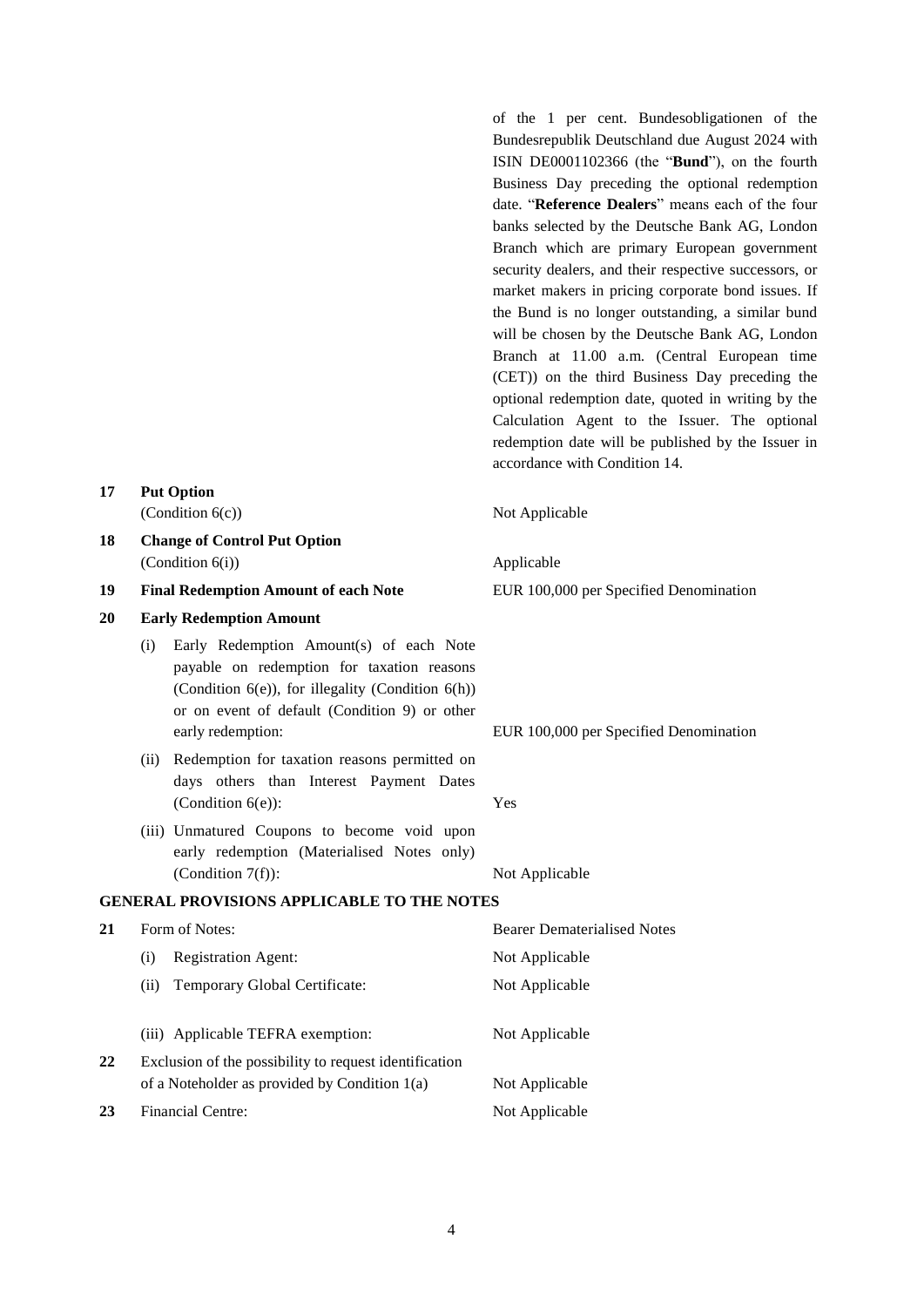of the 1 per cent. Bundesobligationen of the Bundesrepublik Deutschland due August 2024 with ISIN DE0001102366 (the "**Bund**"), on the fourth Business Day preceding the optional redemption date. "**Reference Dealers**" means each of the four banks selected by the Deutsche Bank AG, London Branch which are primary European government security dealers, and their respective successors, or market makers in pricing corporate bond issues. If the Bund is no longer outstanding, a similar bund will be chosen by the Deutsche Bank AG, London Branch at 11.00 a.m. (Central European time (CET)) on the third Business Day preceding the optional redemption date, quoted in writing by the Calculation Agent to the Issuer. The optional redemption date will be published by the Issuer in accordance with Condition 14.

| | | |
|---|---|---|
| **17** | **Put Option** (Condition 6(c)) | Not Applicable |
| **18** | **Change of Control Put Option** (Condition 6(i)) | Applicable |
| **19** | **Final Redemption Amount of each Note** | EUR 100,000 per Specified Denomination |
| **20** | **Early Redemption Amount** | |
| | (i) Early Redemption Amount(s) of each Note payable on redemption for taxation reasons (Condition 6(e)), for illegality (Condition 6(h)) or on event of default (Condition 9) or other early redemption: | EUR 100,000 per Specified Denomination |
| | (ii) Redemption for taxation reasons permitted on days others than Interest Payment Dates (Condition 6(e)): | Yes |
| | (iii) Unmatured Coupons to become void upon early redemption (Materialised Notes only) (Condition 7(f)): | Not Applicable |

**GENERAL PROVISIONS APPLICABLE TO THE NOTES**

| | | |
|---|---|---|
| **21** | Form of Notes: | Bearer Dematerialised Notes |
| | (i) Registration Agent: | Not Applicable |
| | (ii) Temporary Global Certificate: | Not Applicable |
| | (iii) Applicable TEFRA exemption: | Not Applicable |
| **22** | Exclusion of the possibility to request identification of a Noteholder as provided by Condition 1(a) | Not Applicable |
| **23** | Financial Centre: | Not Applicable |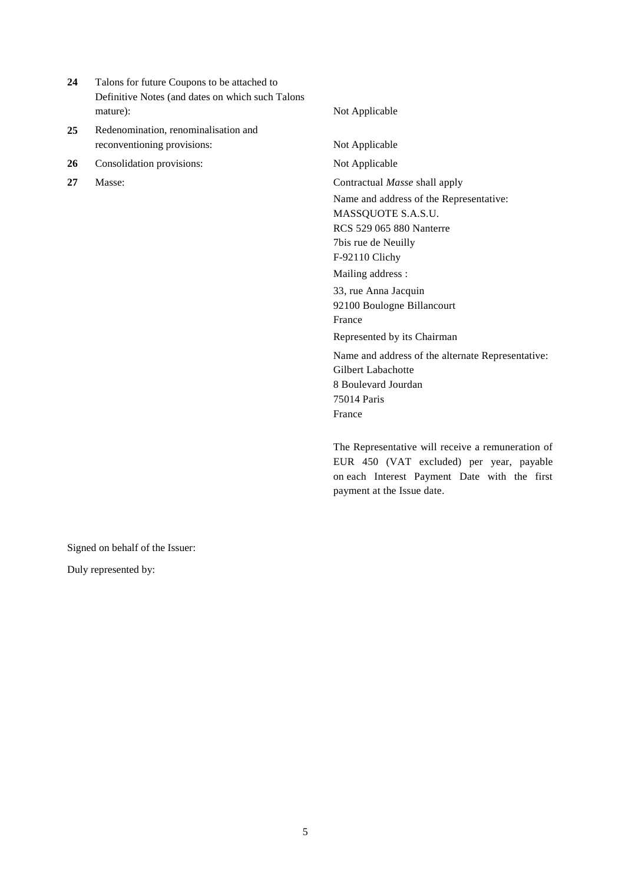| | | |
|---|---|---|
| **24** | Talons for future Coupons to be attached to Definitive Notes (and dates on which such Talons mature): | Not Applicable |
| **25** | Redenomination, renominalisation and reconventioning provisions: | Not Applicable |
| **26** | Consolidation provisions: | Not Applicable |
| **27** | Masse: | Contractual *Masse* shall apply<br><br>Name and address of the Representative:<br>MASSQUOTE S.A.S.U.<br>RCS 529 065 880 Nanterre<br>7bis rue de Neuilly<br>F-92110 Clichy<br><br>Mailing address :<br><br>33, rue Anna Jacquin<br>92100 Boulogne Billancourt<br>France<br><br>Represented by its Chairman<br><br>Name and address of the alternate Representative:<br>Gilbert Labachotte<br>8 Boulevard Jourdan<br>75014 Paris<br>France<br><br>The Representative will receive a remuneration of EUR 450 (VAT excluded) per year, payable on each Interest Payment Date with the first payment at the Issue date. |

Signed on behalf of the Issuer:

Duly represented by: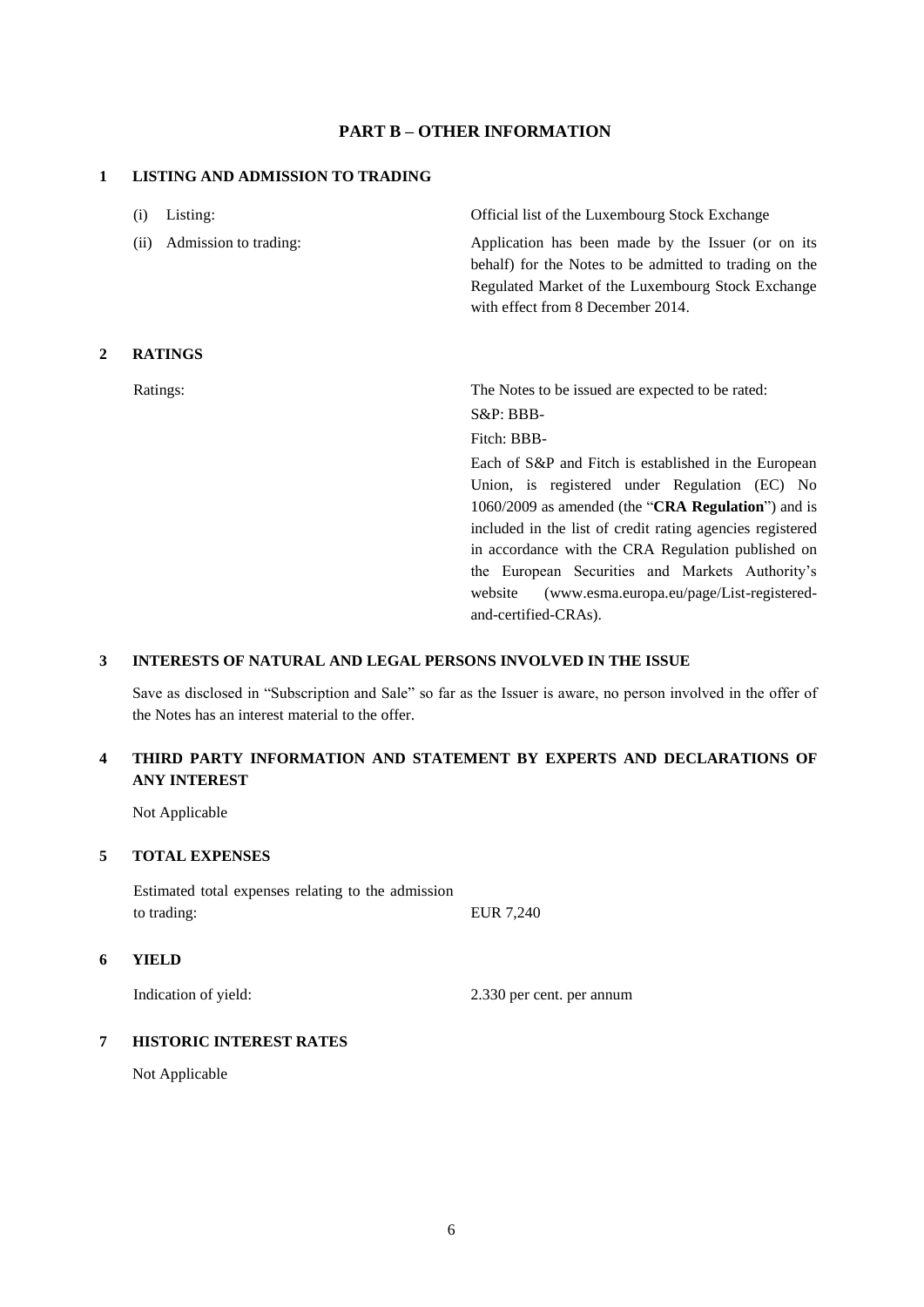## PART B – OTHER INFORMATION

### 1 LISTING AND ADMISSION TO TRADING

| | |
|---|---|
| (i) Listing: | Official list of the Luxembourg Stock Exchange |
| (ii) Admission to trading: | Application has been made by the Issuer (or on its behalf) for the Notes to be admitted to trading on the Regulated Market of the Luxembourg Stock Exchange with effect from 8 December 2014. |

### 2 RATINGS

Ratings:

The Notes to be issued are expected to be rated:

S&P: BBB-

Fitch: BBB-

Each of S&P and Fitch is established in the European Union, is registered under Regulation (EC) No 1060/2009 as amended (the "**CRA Regulation**") and is included in the list of credit rating agencies registered in accordance with the CRA Regulation published on the European Securities and Markets Authority's website (www.esma.europa.eu/page/List-registered-and-certified-CRAs).

### 3 INTERESTS OF NATURAL AND LEGAL PERSONS INVOLVED IN THE ISSUE

Save as disclosed in "Subscription and Sale" so far as the Issuer is aware, no person involved in the offer of the Notes has an interest material to the offer.

### 4 THIRD PARTY INFORMATION AND STATEMENT BY EXPERTS AND DECLARATIONS OF ANY INTEREST

Not Applicable

### 5 TOTAL EXPENSES

| | |
|---|---|
| Estimated total expenses relating to the admission to trading: | EUR 7,240 |

### 6 YIELD

| | |
|---|---|
| Indication of yield: | 2.330 per cent. per annum |

### 7 HISTORIC INTEREST RATES

Not Applicable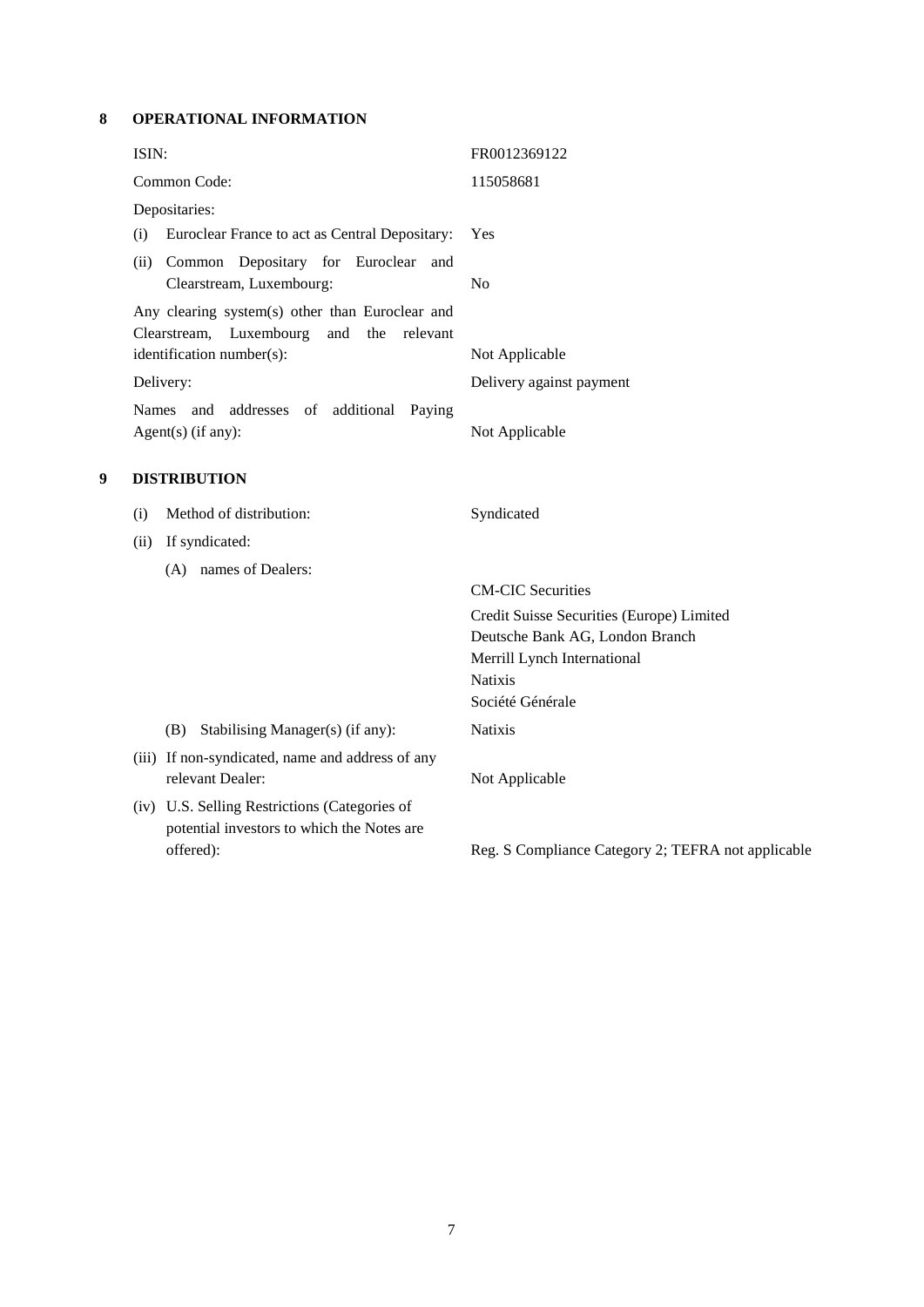## 8 OPERATIONAL INFORMATION

| | |
|---|---|
| ISIN: | FR0012369122 |
| Common Code: | 115058681 |
| Depositaries: | |
| (i) Euroclear France to act as Central Depositary: | Yes |
| (ii) Common Depositary for Euroclear and Clearstream, Luxembourg: | No |
| Any clearing system(s) other than Euroclear and Clearstream, Luxembourg and the relevant identification number(s): | Not Applicable |
| Delivery: | Delivery against payment |
| Names and addresses of additional Paying Agent(s) (if any): | Not Applicable |

## 9 DISTRIBUTION

| | |
|---|---|
| (i) Method of distribution: | Syndicated |
| (ii) If syndicated: | |
| (A) names of Dealers: | CM-CIC Securities<br>Credit Suisse Securities (Europe) Limited<br>Deutsche Bank AG, London Branch<br>Merrill Lynch International<br>Natixis<br>Société Générale |
| (B) Stabilising Manager(s) (if any): | Natixis |
| (iii) If non-syndicated, name and address of any relevant Dealer: | Not Applicable |
| (iv) U.S. Selling Restrictions (Categories of potential investors to which the Notes are offered): | Reg. S Compliance Category 2; TEFRA not applicable |